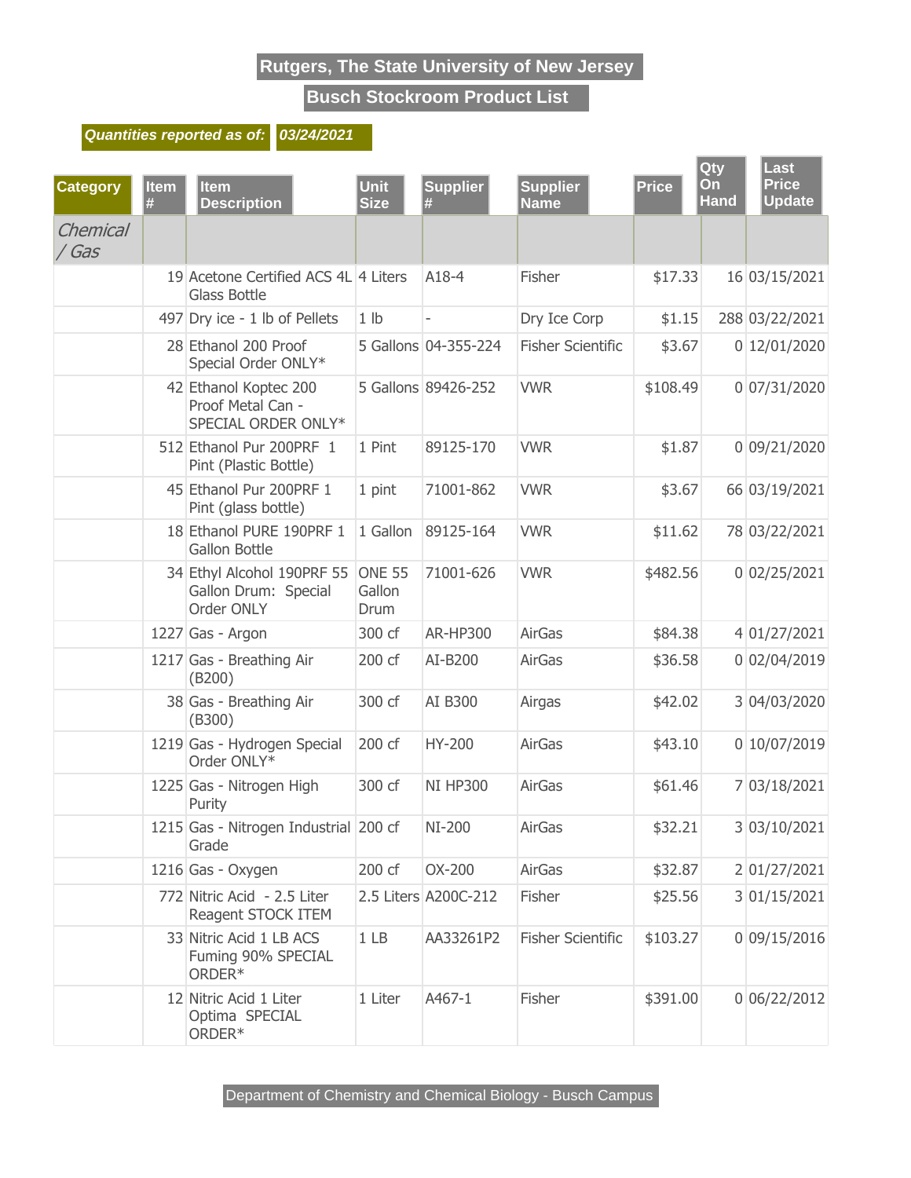# Rutgers, The State University of New Jersey

## Busch Stockroom Product List

**Quantities reported as of: 03/24/2021**

| Category | Item # | Item Description | Unit Size | Supplier # | Supplier Name | Price | Qty On Hand | Last Price Update |
|---|---|---|---|---|---|---|---|---|
| *Chemical / Gas* | | | | | | | | |
| | 19 | Acetone Certified ACS 4L Glass Bottle | 4 Liters | A18-4 | Fisher | $17.33 | 16 | 03/15/2021 |
| | 497 | Dry ice - 1 lb of Pellets | 1 lb | - | Dry Ice Corp | $1.15 | 288 | 03/22/2021 |
| | 28 | Ethanol 200 Proof Special Order ONLY* | 5 Gallons | 04-355-224 | Fisher Scientific | $3.67 | 0 | 12/01/2020 |
| | 42 | Ethanol Koptec 200 Proof Metal Can - SPECIAL ORDER ONLY* | 5 Gallons | 89426-252 | VWR | $108.49 | 0 | 07/31/2020 |
| | 512 | Ethanol Pur 200PRF 1 Pint (Plastic Bottle) | 1 Pint | 89125-170 | VWR | $1.87 | 0 | 09/21/2020 |
| | 45 | Ethanol Pur 200PRF 1 Pint (glass bottle) | 1 pint | 71001-862 | VWR | $3.67 | 66 | 03/19/2021 |
| | 18 | Ethanol PURE 190PRF 1 Gallon Bottle | 1 Gallon | 89125-164 | VWR | $11.62 | 78 | 03/22/2021 |
| | 34 | Ethyl Alcohol 190PRF 55 Gallon Drum: Special Order ONLY | ONE 55 Gallon Drum | 71001-626 | VWR | $482.56 | 0 | 02/25/2021 |
| | 1227 | Gas - Argon | 300 cf | AR-HP300 | AirGas | $84.38 | 4 | 01/27/2021 |
| | 1217 | Gas - Breathing Air (B200) | 200 cf | AI-B200 | AirGas | $36.58 | 0 | 02/04/2019 |
| | 38 | Gas - Breathing Air (B300) | 300 cf | AI B300 | Airgas | $42.02 | 3 | 04/03/2020 |
| | 1219 | Gas - Hydrogen Special Order ONLY* | 200 cf | HY-200 | AirGas | $43.10 | 0 | 10/07/2019 |
| | 1225 | Gas - Nitrogen High Purity | 300 cf | NI HP300 | AirGas | $61.46 | 7 | 03/18/2021 |
| | 1215 | Gas - Nitrogen Industrial Grade | 200 cf | NI-200 | AirGas | $32.21 | 3 | 03/10/2021 |
| | 1216 | Gas - Oxygen | 200 cf | OX-200 | AirGas | $32.87 | 2 | 01/27/2021 |
| | 772 | Nitric Acid - 2.5 Liter Reagent STOCK ITEM | 2.5 Liters | A200C-212 | Fisher | $25.56 | 3 | 01/15/2021 |
| | 33 | Nitric Acid 1 LB ACS Fuming 90% SPECIAL ORDER* | 1 LB | AA33261P2 | Fisher Scientific | $103.27 | 0 | 09/15/2016 |
| | 12 | Nitric Acid 1 Liter Optima SPECIAL ORDER* | 1 Liter | A467-1 | Fisher | $391.00 | 0 | 06/22/2012 |

Department of Chemistry and Chemical Biology - Busch Campus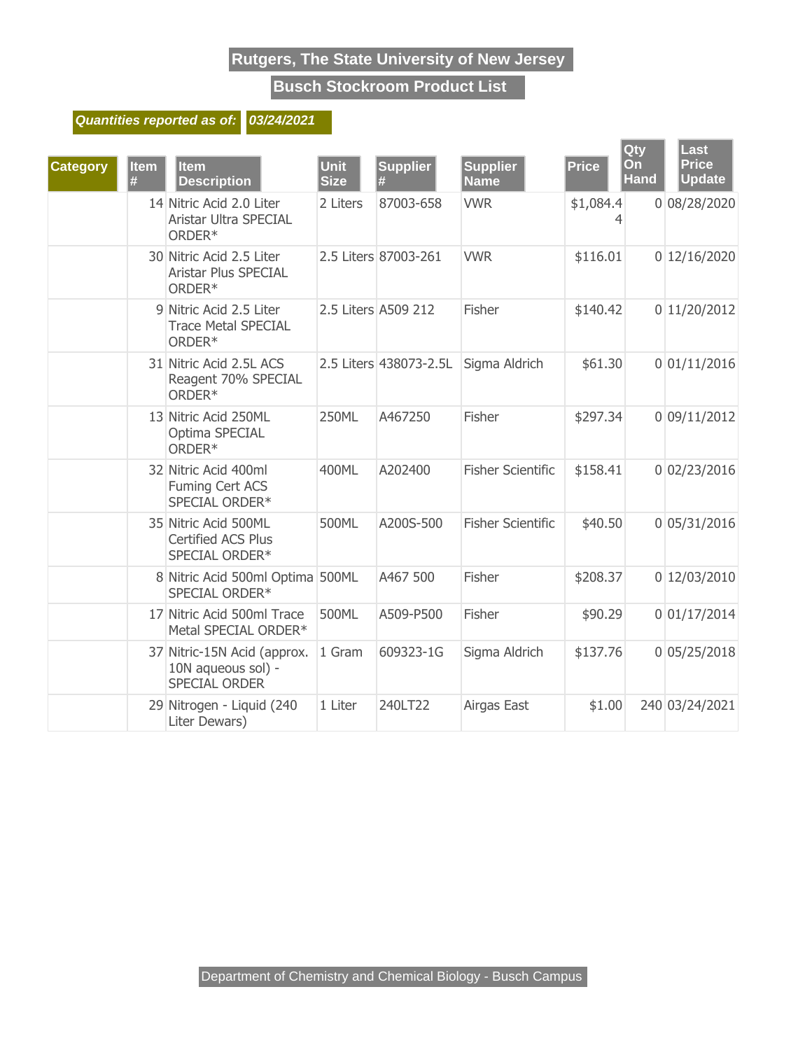# Rutgers, The State University of New Jersey

## Busch Stockroom Product List

***Quantities reported as of:*** ***03/24/2021***

| Category | Item # | Item Description | Unit Size | Supplier # | Supplier Name | Price | Qty On Hand | Last Price Update |
|---|---|---|---|---|---|---|---|---|
| | 14 | Nitric Acid 2.0 Liter Aristar Ultra SPECIAL ORDER* | 2 Liters | 87003-658 | VWR | $1,084.44 | 0 | 08/28/2020 |
| | 30 | Nitric Acid 2.5 Liter Aristar Plus SPECIAL ORDER* | 2.5 Liters | 87003-261 | VWR | $116.01 | 0 | 12/16/2020 |
| | 9 | Nitric Acid 2.5 Liter Trace Metal SPECIAL ORDER* | 2.5 Liters | A509 212 | Fisher | $140.42 | 0 | 11/20/2012 |
| | 31 | Nitric Acid 2.5L ACS Reagent 70% SPECIAL ORDER* | 2.5 Liters | 438073-2.5L | Sigma Aldrich | $61.30 | 0 | 01/11/2016 |
| | 13 | Nitric Acid 250ML Optima SPECIAL ORDER* | 250ML | A467250 | Fisher | $297.34 | 0 | 09/11/2012 |
| | 32 | Nitric Acid 400ml Fuming Cert ACS SPECIAL ORDER* | 400ML | A202400 | Fisher Scientific | $158.41 | 0 | 02/23/2016 |
| | 35 | Nitric Acid 500ML Certified ACS Plus SPECIAL ORDER* | 500ML | A200S-500 | Fisher Scientific | $40.50 | 0 | 05/31/2016 |
| | 8 | Nitric Acid 500ml Optima SPECIAL ORDER* | 500ML | A467 500 | Fisher | $208.37 | 0 | 12/03/2010 |
| | 17 | Nitric Acid 500ml Trace Metal SPECIAL ORDER* | 500ML | A509-P500 | Fisher | $90.29 | 0 | 01/17/2014 |
| | 37 | Nitric-15N Acid (approx. 10N aqueous sol) - SPECIAL ORDER | 1 Gram | 609323-1G | Sigma Aldrich | $137.76 | 0 | 05/25/2018 |
| | 29 | Nitrogen - Liquid (240 Liter Dewars) | 1 Liter | 240LT22 | Airgas East | $1.00 | 240 | 03/24/2021 |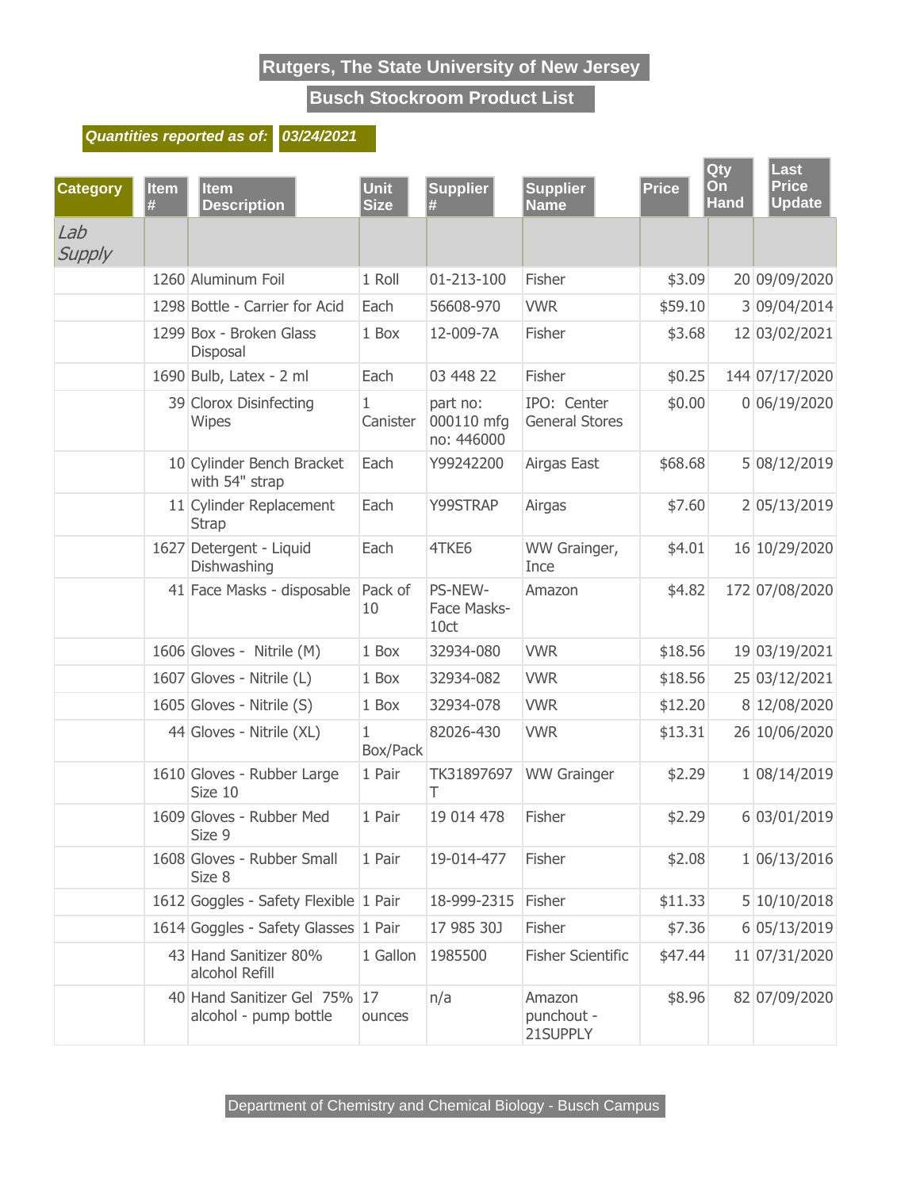# Rutgers, The State University of New Jersey

## Busch Stockroom Product List

***Quantities reported as of:*** ***03/24/2021***

| Category | Item # | Item Description | Unit Size | Supplier # | Supplier Name | Price | Qty On Hand | Last Price Update |
|---|---|---|---|---|---|---|---|---|
| *Lab Supply* | | | | | | | | |
| | 1260 | Aluminum Foil | 1 Roll | 01-213-100 | Fisher | $3.09 | 20 | 09/09/2020 |
| | 1298 | Bottle - Carrier for Acid | Each | 56608-970 | VWR | $59.10 | 3 | 09/04/2014 |
| | 1299 | Box - Broken Glass Disposal | 1 Box | 12-009-7A | Fisher | $3.68 | 12 | 03/02/2021 |
| | 1690 | Bulb, Latex - 2 ml | Each | 03 448 22 | Fisher | $0.25 | 144 | 07/17/2020 |
| | 39 | Clorox Disinfecting Wipes | 1 Canister | part no: 000110 mfg no: 446000 | IPO: Center General Stores | $0.00 | 0 | 06/19/2020 |
| | 10 | Cylinder Bench Bracket with 54" strap | Each | Y99242200 | Airgas East | $68.68 | 5 | 08/12/2019 |
| | 11 | Cylinder Replacement Strap | Each | Y99STRAP | Airgas | $7.60 | 2 | 05/13/2019 |
| | 1627 | Detergent - Liquid Dishwashing | Each | 4TKE6 | WW Grainger, Ince | $4.01 | 16 | 10/29/2020 |
| | 41 | Face Masks - disposable | Pack of 10 | PS-NEW-Face Masks-10ct | Amazon | $4.82 | 172 | 07/08/2020 |
| | 1606 | Gloves - Nitrile (M) | 1 Box | 32934-080 | VWR | $18.56 | 19 | 03/19/2021 |
| | 1607 | Gloves - Nitrile (L) | 1 Box | 32934-082 | VWR | $18.56 | 25 | 03/12/2021 |
| | 1605 | Gloves - Nitrile (S) | 1 Box | 32934-078 | VWR | $12.20 | 8 | 12/08/2020 |
| | 44 | Gloves - Nitrile (XL) | 1 Box/Pack | 82026-430 | VWR | $13.31 | 26 | 10/06/2020 |
| | 1610 | Gloves - Rubber Large Size 10 | 1 Pair | TK31897697T | WW Grainger | $2.29 | 1 | 08/14/2019 |
| | 1609 | Gloves - Rubber Med Size 9 | 1 Pair | 19 014 478 | Fisher | $2.29 | 6 | 03/01/2019 |
| | 1608 | Gloves - Rubber Small Size 8 | 1 Pair | 19-014-477 | Fisher | $2.08 | 1 | 06/13/2016 |
| | 1612 | Goggles - Safety Flexible | 1 Pair | 18-999-2315 | Fisher | $11.33 | 5 | 10/10/2018 |
| | 1614 | Goggles - Safety Glasses | 1 Pair | 17 985 30J | Fisher | $7.36 | 6 | 05/13/2019 |
| | 43 | Hand Sanitizer 80% alcohol Refill | 1 Gallon | 1985500 | Fisher Scientific | $47.44 | 11 | 07/31/2020 |
| | 40 | Hand Sanitizer Gel 75% alcohol - pump bottle | 17 ounces | n/a | Amazon punchout - 21SUPPLY | $8.96 | 82 | 07/09/2020 |

Department of Chemistry and Chemical Biology - Busch Campus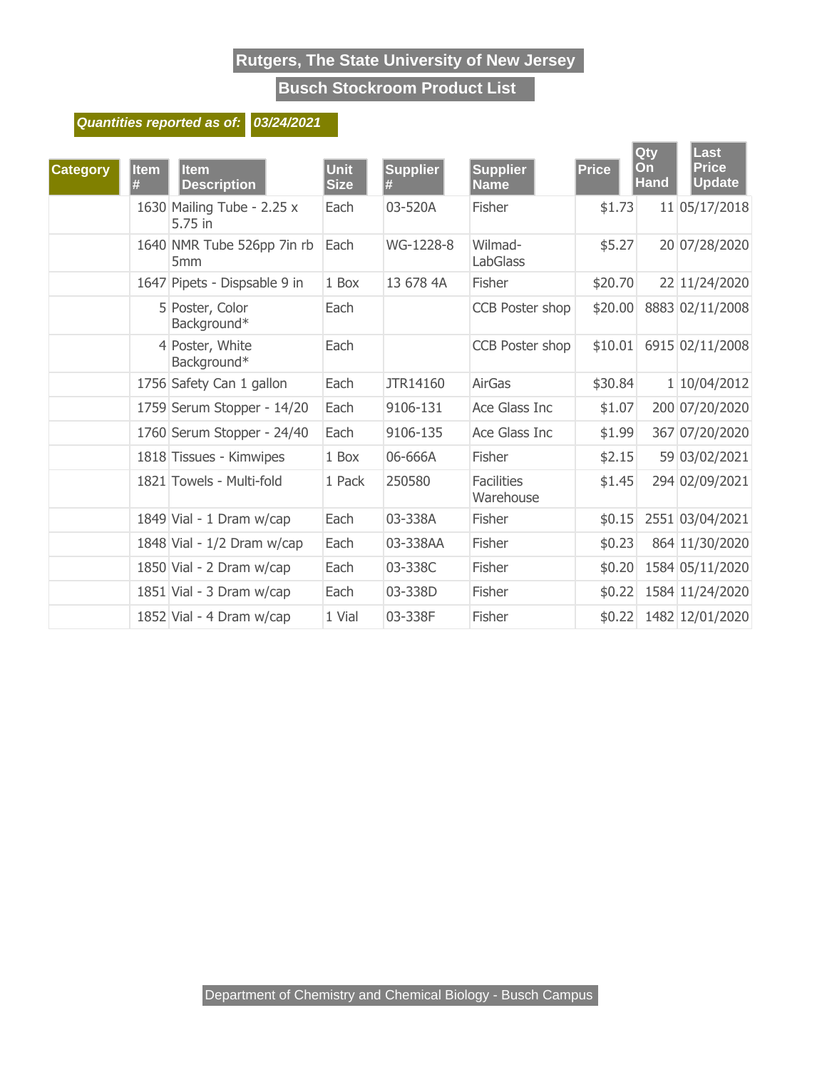# Rutgers, The State University of New Jersey

## Busch Stockroom Product List

***Quantities reported as of:*** ***03/24/2021***

| Category | Item # | Item Description | Unit Size | Supplier # | Supplier Name | Price | Qty On Hand | Last Price Update |
|---|---|---|---|---|---|---|---|---|
| | 1630 | Mailing Tube - 2.25 x 5.75 in | Each | 03-520A | Fisher | $1.73 | 11 | 05/17/2018 |
| | 1640 | NMR Tube 526pp 7in rb 5mm | Each | WG-1228-8 | Wilmad-LabGlass | $5.27 | 20 | 07/28/2020 |
| | 1647 | Pipets - Dispsable 9 in | 1 Box | 13 678 4A | Fisher | $20.70 | 22 | 11/24/2020 |
| | 5 | Poster, Color Background* | Each | | CCB Poster shop | $20.00 | 8883 | 02/11/2008 |
| | 4 | Poster, White Background* | Each | | CCB Poster shop | $10.01 | 6915 | 02/11/2008 |
| | 1756 | Safety Can 1 gallon | Each | JTR14160 | AirGas | $30.84 | 1 | 10/04/2012 |
| | 1759 | Serum Stopper - 14/20 | Each | 9106-131 | Ace Glass Inc | $1.07 | 200 | 07/20/2020 |
| | 1760 | Serum Stopper - 24/40 | Each | 9106-135 | Ace Glass Inc | $1.99 | 367 | 07/20/2020 |
| | 1818 | Tissues - Kimwipes | 1 Box | 06-666A | Fisher | $2.15 | 59 | 03/02/2021 |
| | 1821 | Towels - Multi-fold | 1 Pack | 250580 | Facilities Warehouse | $1.45 | 294 | 02/09/2021 |
| | 1849 | Vial - 1 Dram w/cap | Each | 03-338A | Fisher | $0.15 | 2551 | 03/04/2021 |
| | 1848 | Vial - 1/2 Dram w/cap | Each | 03-338AA | Fisher | $0.23 | 864 | 11/30/2020 |
| | 1850 | Vial - 2 Dram w/cap | Each | 03-338C | Fisher | $0.20 | 1584 | 05/11/2020 |
| | 1851 | Vial - 3 Dram w/cap | Each | 03-338D | Fisher | $0.22 | 1584 | 11/24/2020 |
| | 1852 | Vial - 4 Dram w/cap | 1 Vial | 03-338F | Fisher | $0.22 | 1482 | 12/01/2020 |

Department of Chemistry and Chemical Biology - Busch Campus